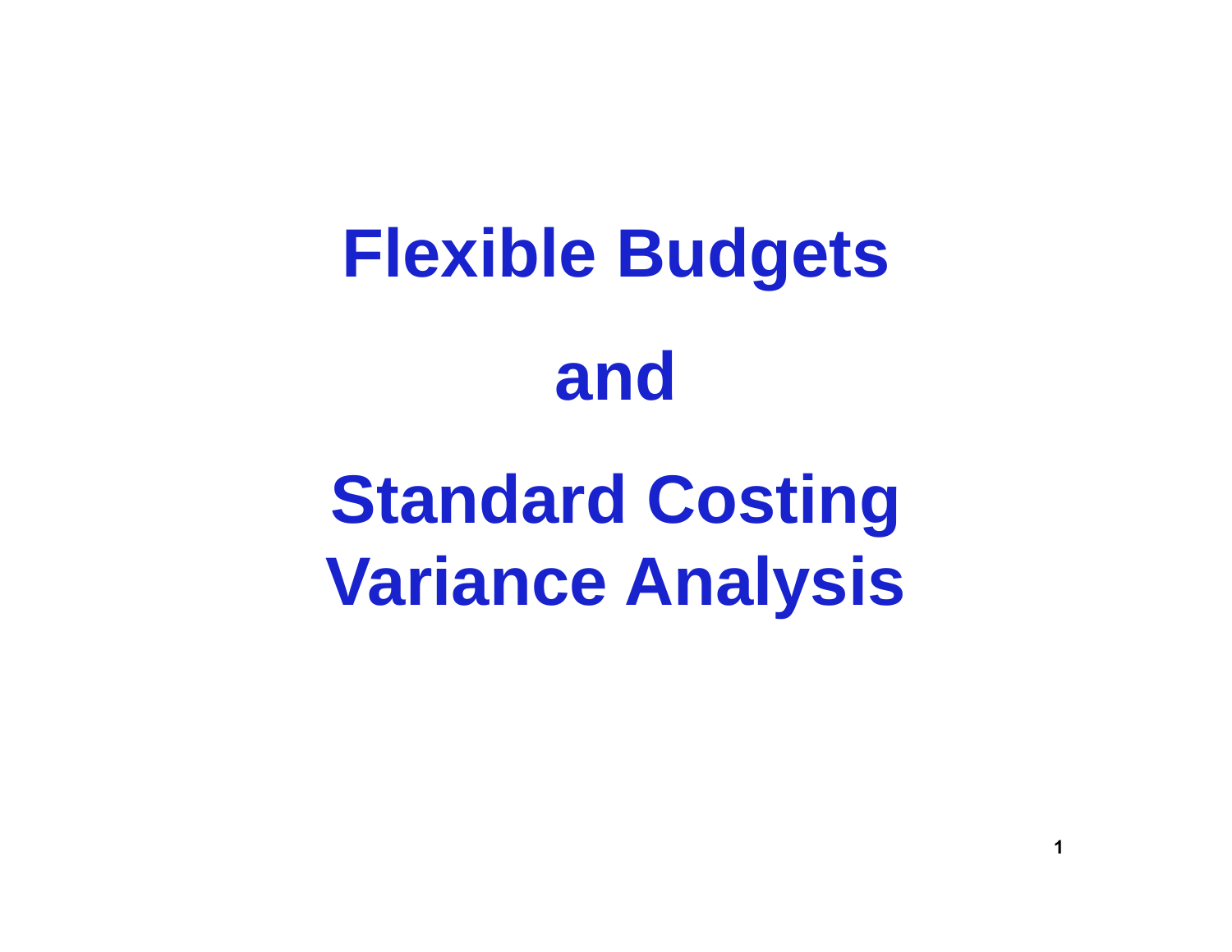# Flexible Budgets

# and

# Standard Costing Variance Analysis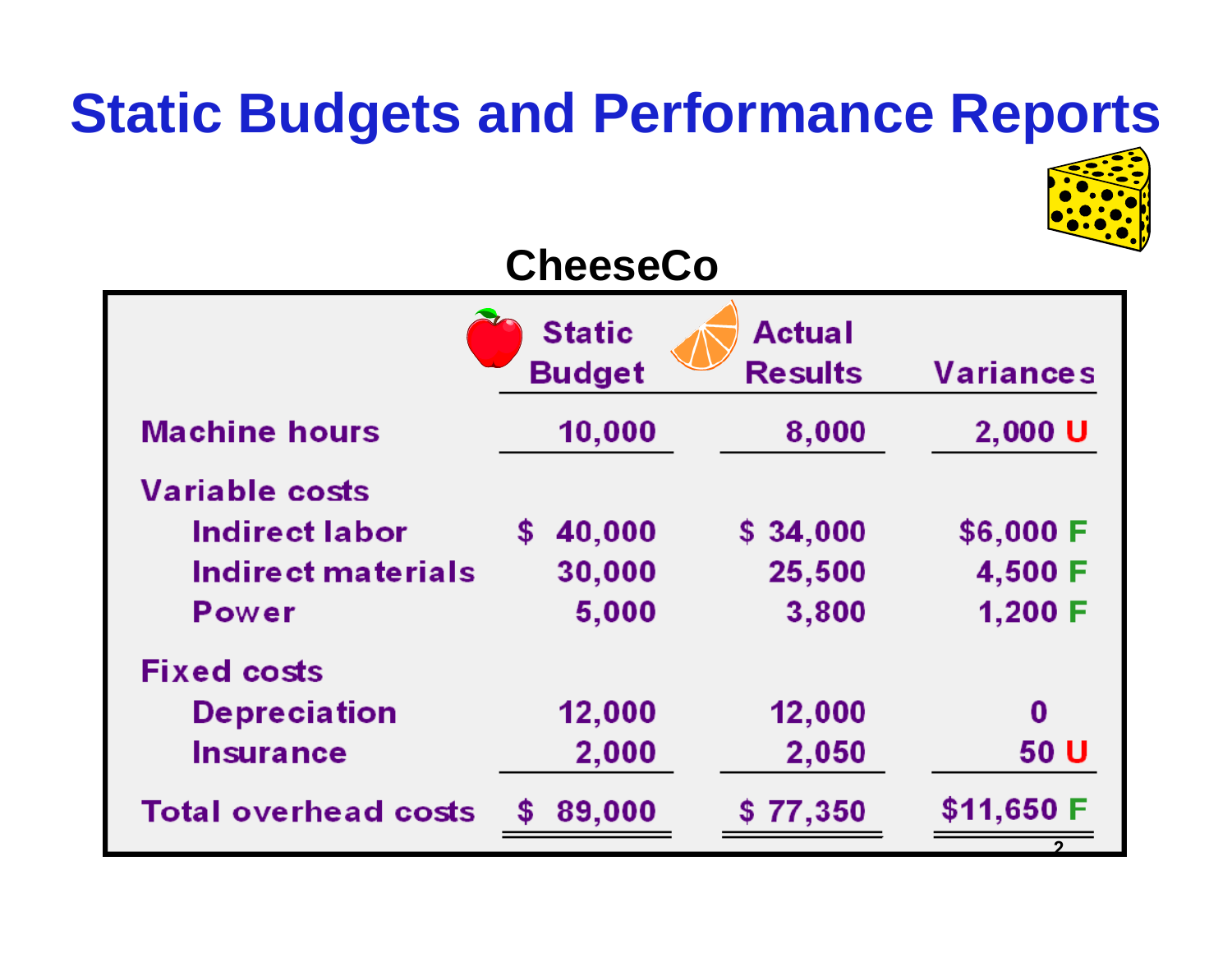# Static Budgets and Performance Reports

## CheeseCo

| | Static Budget | Actual Results | Variances |
|---|---|---|---|
| Machine hours | 10,000 | 8,000 | 2,000 U |
| Variable costs | | | |
| Indirect labor | $ 40,000 | $ 34,000 | $6,000 F |
| Indirect materials | 30,000 | 25,500 | 4,500 F |
| Power | 5,000 | 3,800 | 1,200 F |
| Fixed costs | | | |
| Depreciation | 12,000 | 12,000 | 0 |
| Insurance | 2,000 | 2,050 | 50 U |
| Total overhead costs | $ 89,000 | $ 77,350 | $11,650 F |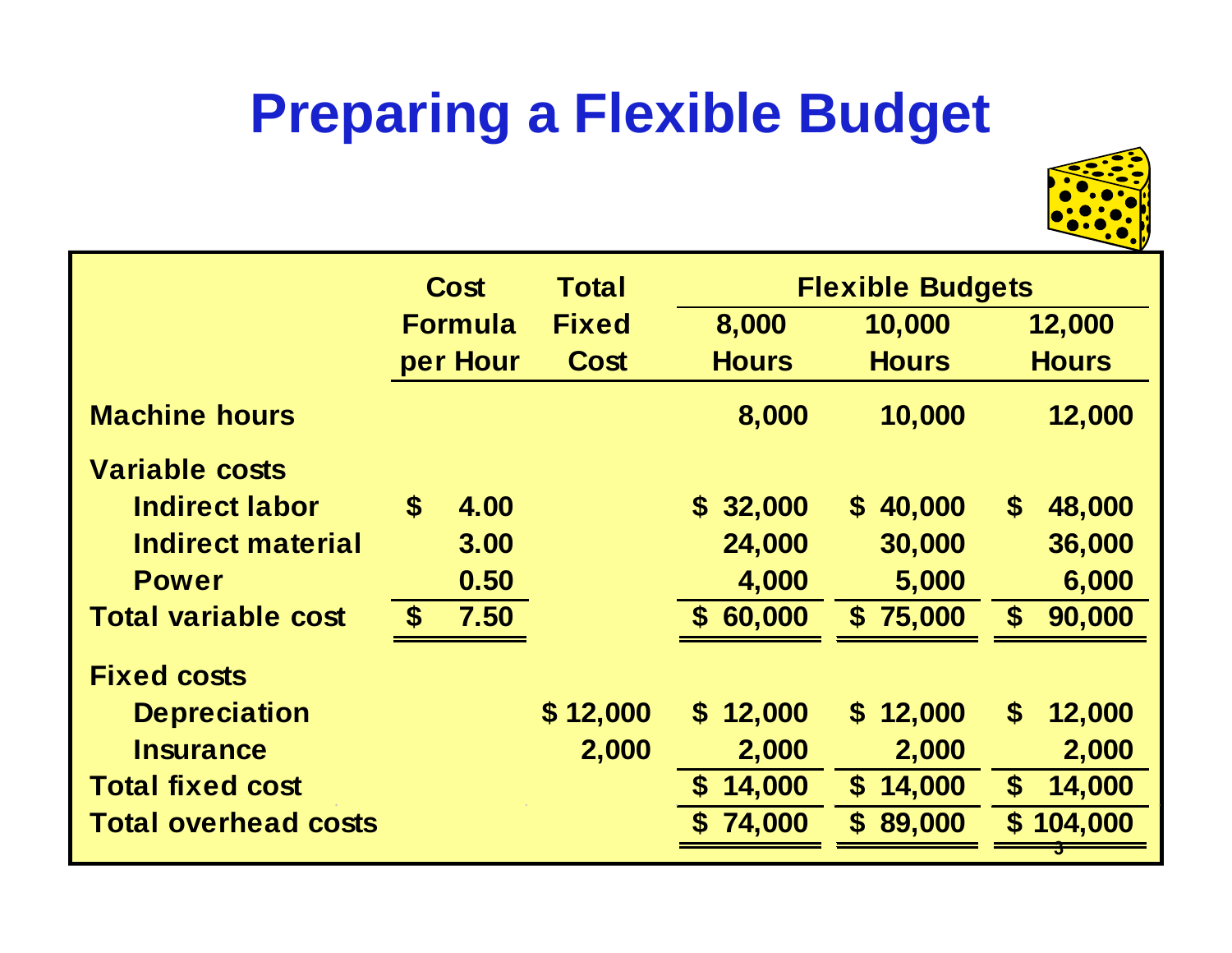# Preparing a Flexible Budget

| | Cost Formula per Hour | Total Fixed Cost | Flexible Budgets 8,000 Hours | 10,000 Hours | 12,000 Hours |
|---|---|---|---|---|---|
| **Machine hours** | | | 8,000 | 10,000 | 12,000 |
| **Variable costs** | | | | | |
| Indirect labor | $ 4.00 | | $ 32,000 | $ 40,000 | $ 48,000 |
| Indirect material | 3.00 | | 24,000 | 30,000 | 36,000 |
| Power | 0.50 | | 4,000 | 5,000 | 6,000 |
| **Total variable cost** | $ 7.50 | | $ 60,000 | $ 75,000 | $ 90,000 |
| **Fixed costs** | | | | | |
| Depreciation | | $ 12,000 | $ 12,000 | $ 12,000 | $ 12,000 |
| Insurance | | 2,000 | 2,000 | 2,000 | 2,000 |
| **Total fixed cost** | | | $ 14,000 | $ 14,000 | $ 14,000 |
| **Total overhead costs** | | | $ 74,000 | $ 89,000 | $ 104,000 |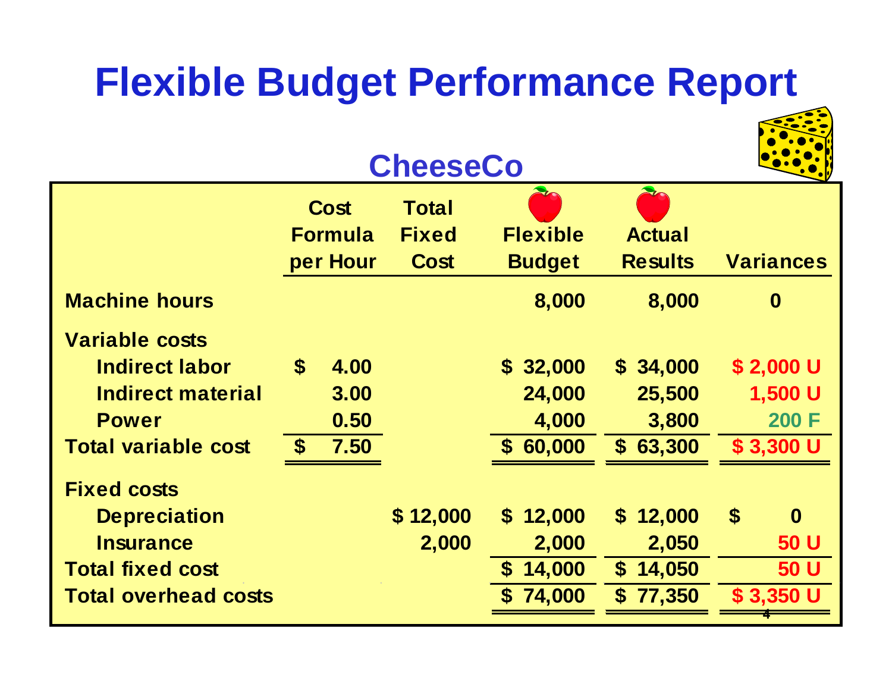# Flexible Budget Performance Report

## CheeseCo

| | Cost Formula per Hour | Total Fixed Cost | Flexible Budget | Actual Results | Variances |
|---|---|---|---|---|---|
| **Machine hours** | | | 8,000 | 8,000 | 0 |
| **Variable costs** | | | | | |
| Indirect labor | $ 4.00 | | $ 32,000 | $ 34,000 | $ 2,000 U |
| Indirect material | 3.00 | | 24,000 | 25,500 | 1,500 U |
| Power | 0.50 | | 4,000 | 3,800 | 200 F |
| **Total variable cost** | $ 7.50 | | $ 60,000 | $ 63,300 | $ 3,300 U |
| **Fixed costs** | | | | | |
| Depreciation | | $ 12,000 | $ 12,000 | $ 12,000 | $ 0 |
| Insurance | | 2,000 | 2,000 | 2,050 | 50 U |
| **Total fixed cost** | | | $ 14,000 | $ 14,050 | 50 U |
| **Total overhead costs** | | | $ 74,000 | $ 77,350 | $ 3,350 U |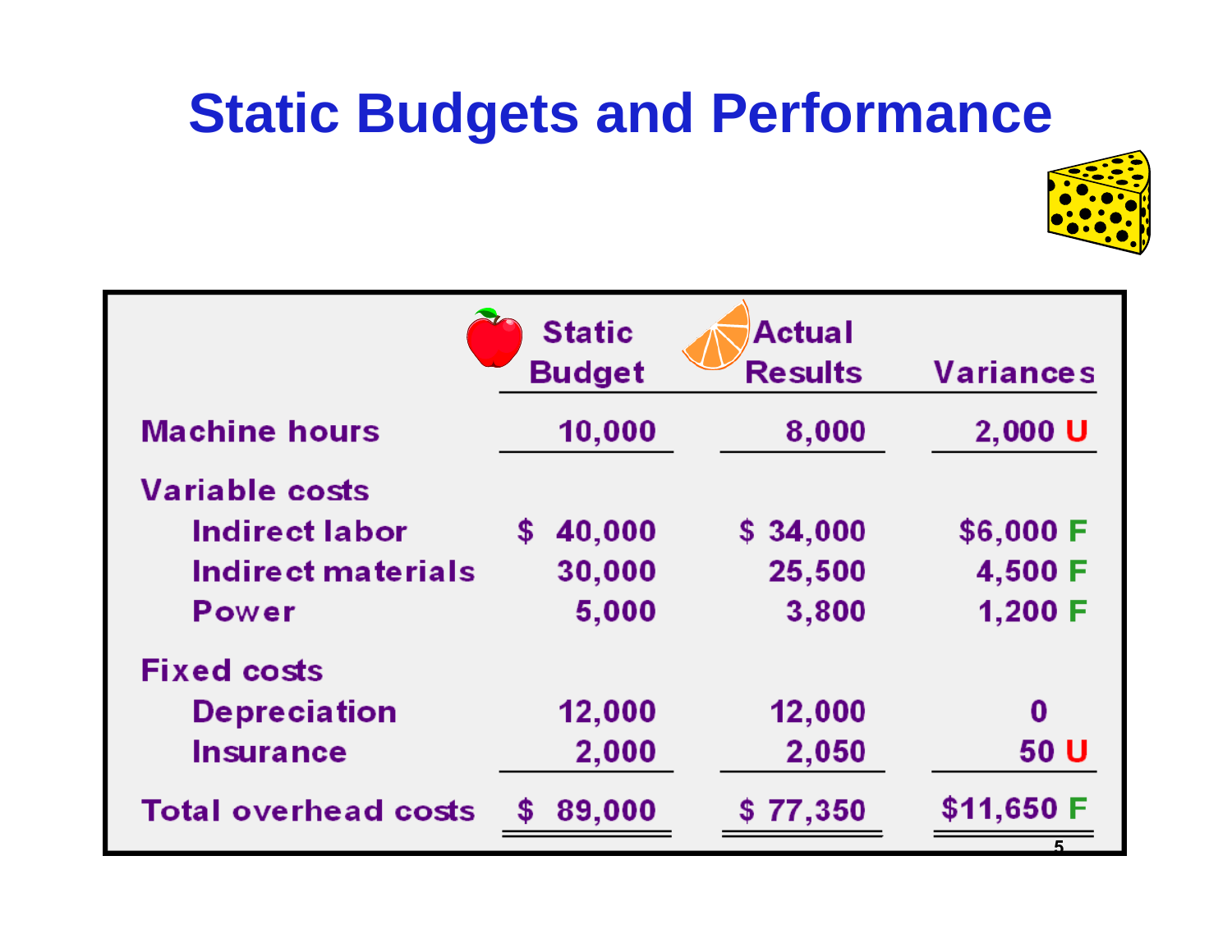# Static Budgets and Performance

| | Static Budget | Actual Results | Variances |
|---|---|---|---|
| **Machine hours** | 10,000 | 8,000 | 2,000 U |
| **Variable costs** | | | |
| Indirect labor | $ 40,000 | $ 34,000 | $6,000 F |
| Indirect materials | 30,000 | 25,500 | 4,500 F |
| Power | 5,000 | 3,800 | 1,200 F |
| **Fixed costs** | | | |
| Depreciation | 12,000 | 12,000 | 0 |
| Insurance | 2,000 | 2,050 | 50 U |
| **Total overhead costs** | $ 89,000 | $ 77,350 | $11,650 F |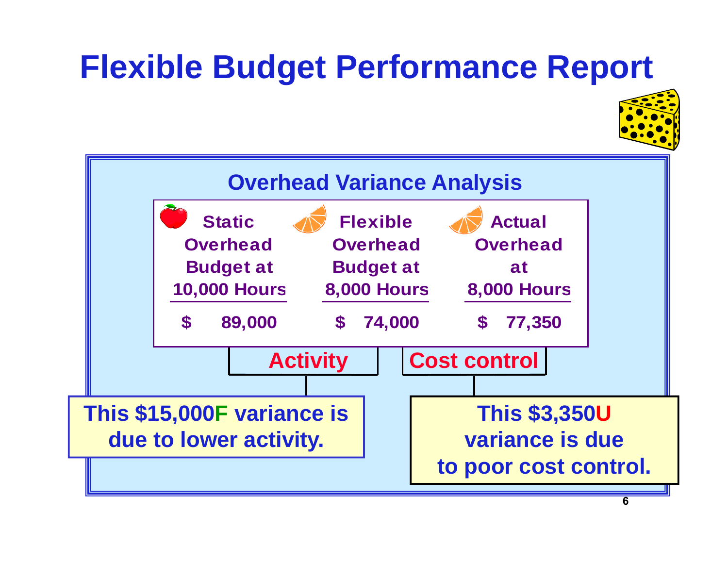# Flexible Budget Performance Report

## Overhead Variance Analysis

| Static Overhead Budget at 10,000 Hours | Flexible Overhead Budget at 8,000 Hours | Actual Overhead at 8,000 Hours |
|---|---|---|
| $ 89,000 | $ 74,000 | $ 77,350 |

**Activity**

**Cost control**

This $15,000F variance is due to lower activity.

This $3,350U variance is due to poor cost control.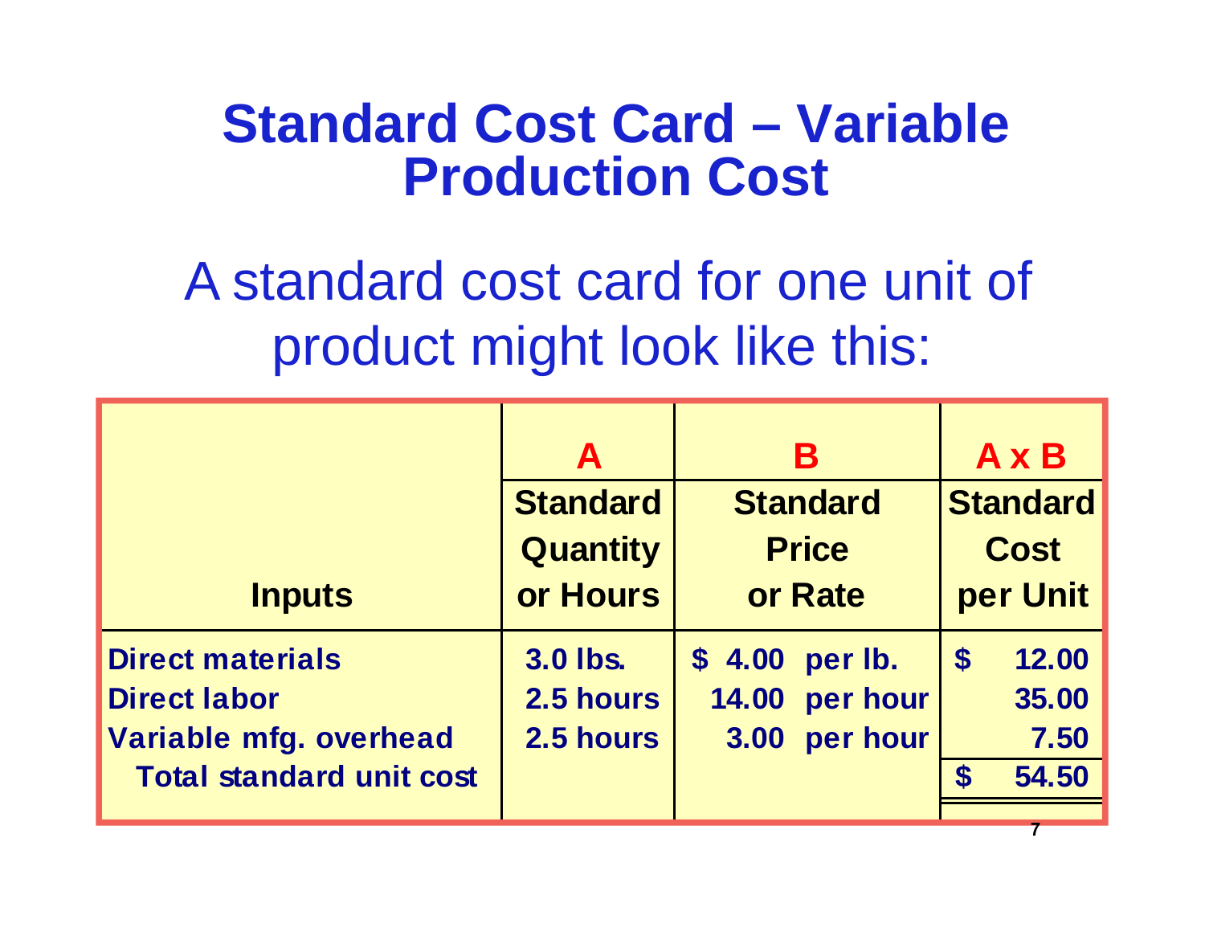# Standard Cost Card – Variable Production Cost

A standard cost card for one unit of product might look like this:

| | A | B | A x B |
|---|---|---|---|
| **Inputs** | **Standard Quantity or Hours** | **Standard Price or Rate** | **Standard Cost per Unit** |
| Direct materials | 3.0 lbs. | $ 4.00 per lb. | $ 12.00 |
| Direct labor | 2.5 hours | 14.00 per hour | 35.00 |
| Variable mfg. overhead | 2.5 hours | 3.00 per hour | 7.50 |
| Total standard unit cost | | | $ 54.50 |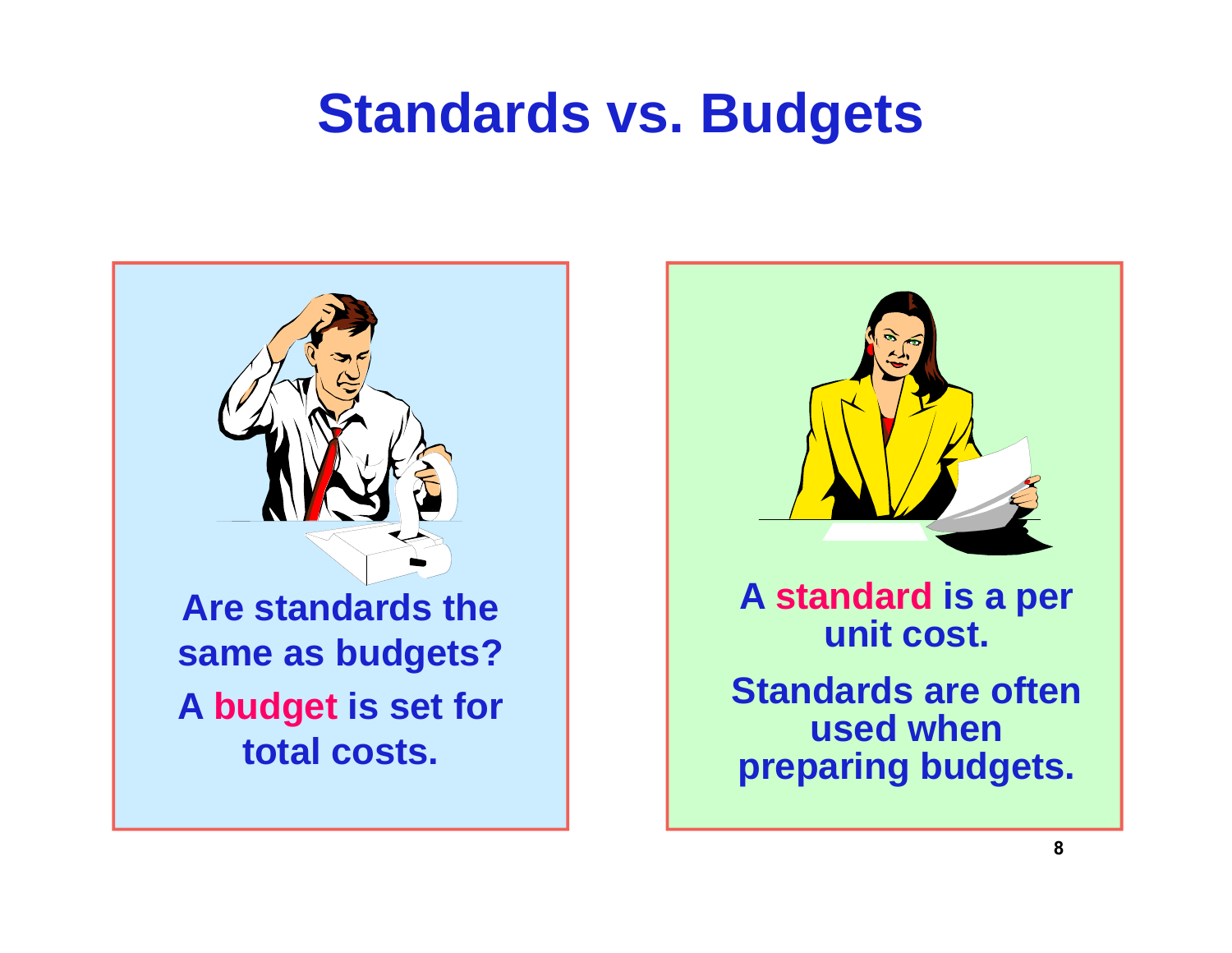# Standards vs. Budgets

Are standards the same as budgets?

A **budget** is set for total costs.

A **standard** is a per unit cost.

Standards are often used when preparing budgets.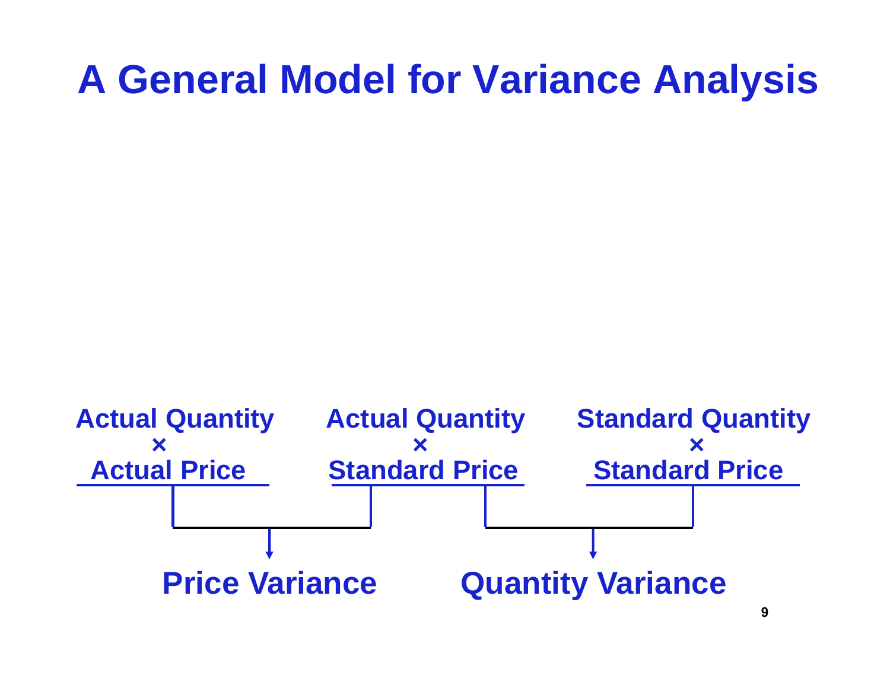# A General Model for Variance Analysis

| Actual Quantity × Actual Price | Actual Quantity × Standard Price | Standard Quantity × Standard Price |
|---|---|---|

**Price Variance** (Actual Quantity × Actual Price − Actual Quantity × Standard Price)

**Quantity Variance** (Actual Quantity × Standard Price − Standard Quantity × Standard Price)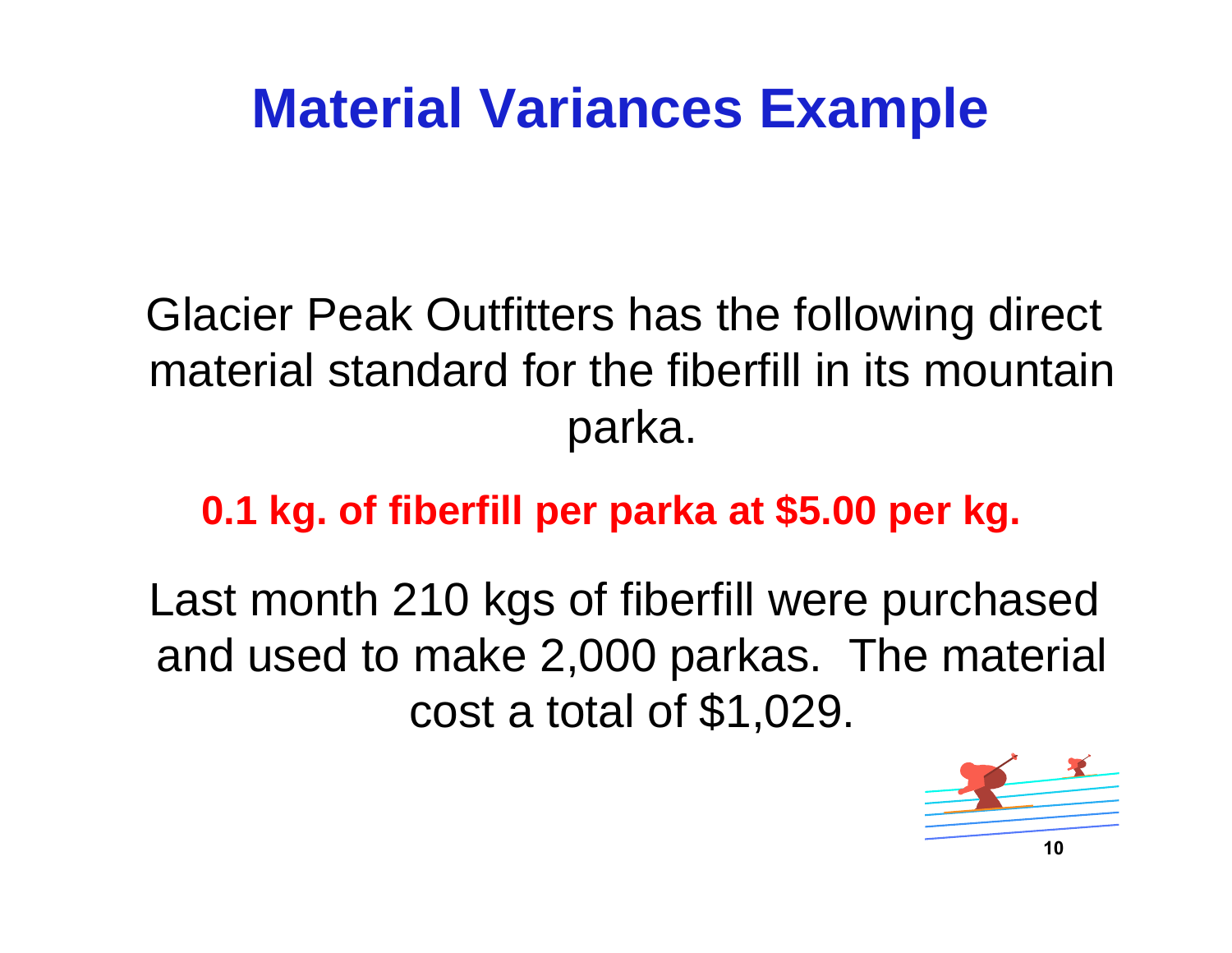# Material Variances Example

Glacier Peak Outfitters has the following direct material standard for the fiberfill in its mountain parka.

**0.1 kg. of fiberfill per parka at $5.00 per kg.**

Last month 210 kgs of fiberfill were purchased and used to make 2,000 parkas. The material cost a total of $1,029.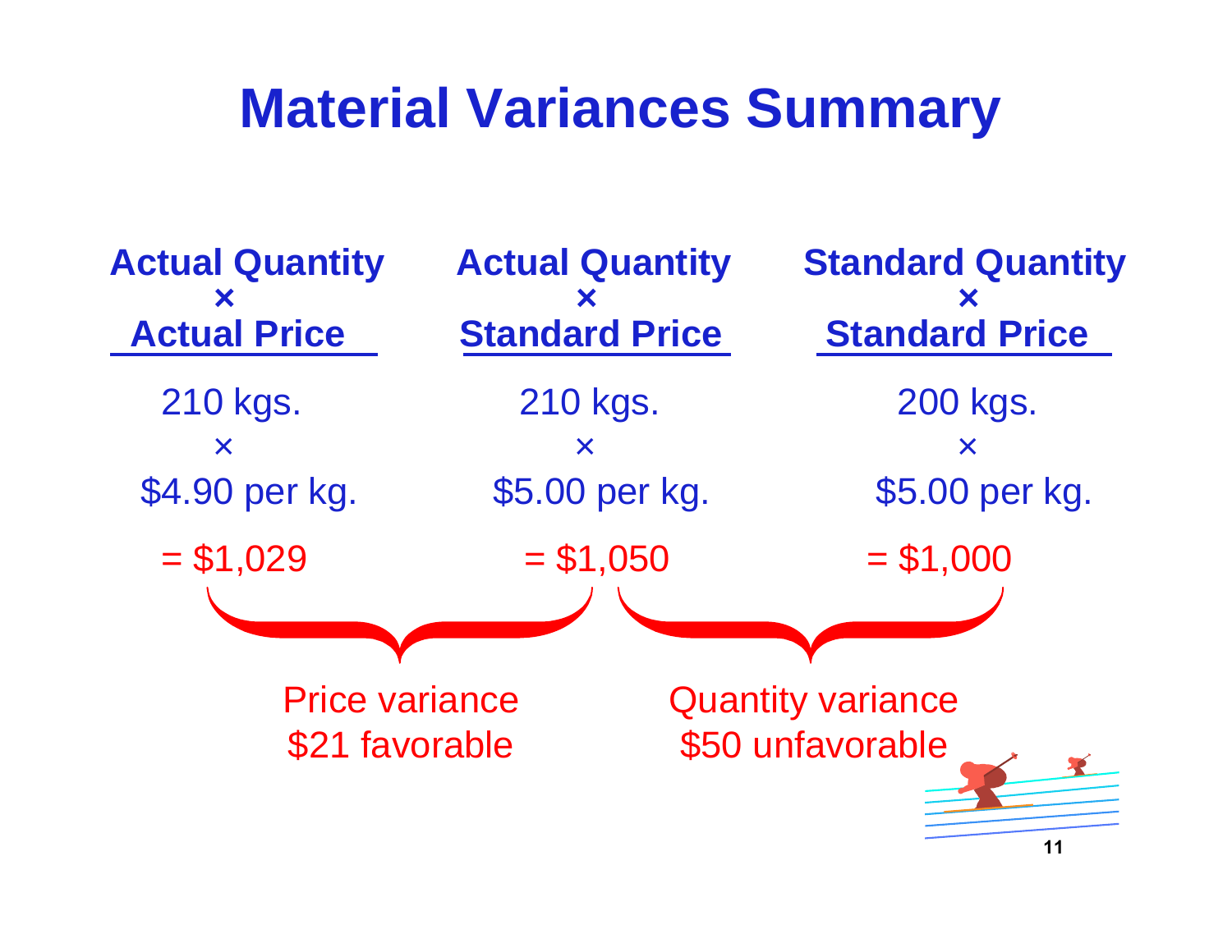# Material Variances Summary

| Actual Quantity × Actual Price | Actual Quantity × Standard Price | Standard Quantity × Standard Price |
|---|---|---|
| 210 kgs. × $4.90 per kg. | 210 kgs. × $5.00 per kg. | 200 kgs. × $5.00 per kg. |
| = $1,029 | = $1,050 | = $1,000 |

Price variance
$21 favorable

Quantity variance
$50 unfavorable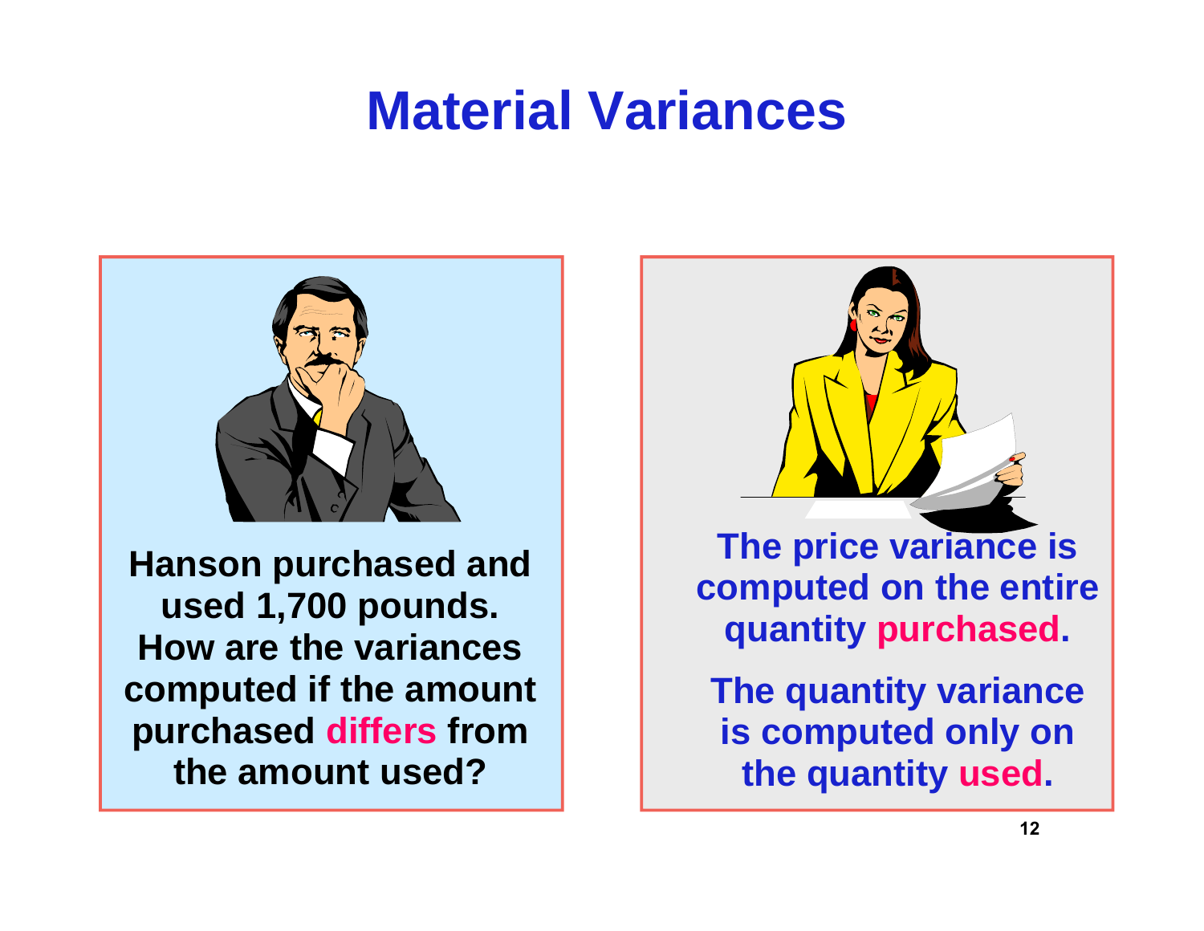# Material Variances

Hanson purchased and used 1,700 pounds. How are the variances computed if the amount purchased differs from the amount used?

The price variance is computed on the entire quantity purchased.

The quantity variance is computed only on the quantity used.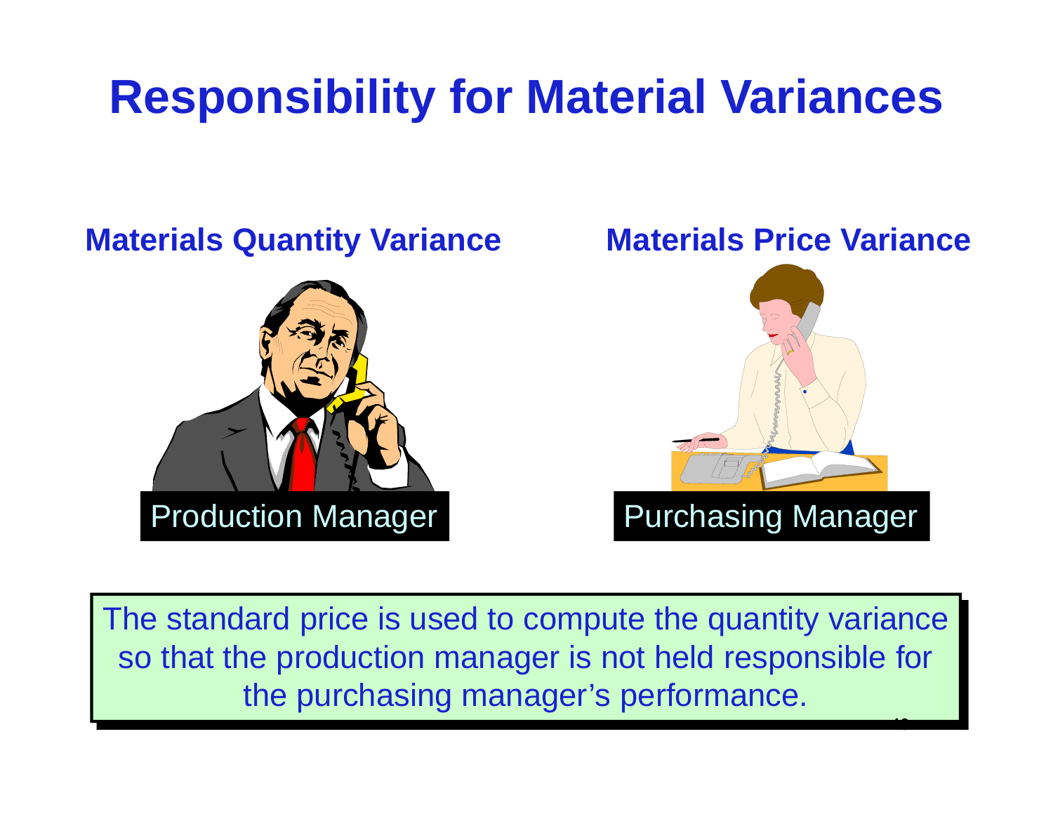# Responsibility for Material Variances

## Materials Quantity Variance

Production Manager

## Materials Price Variance

Purchasing Manager

The standard price is used to compute the quantity variance so that the production manager is not held responsible for the purchasing manager's performance.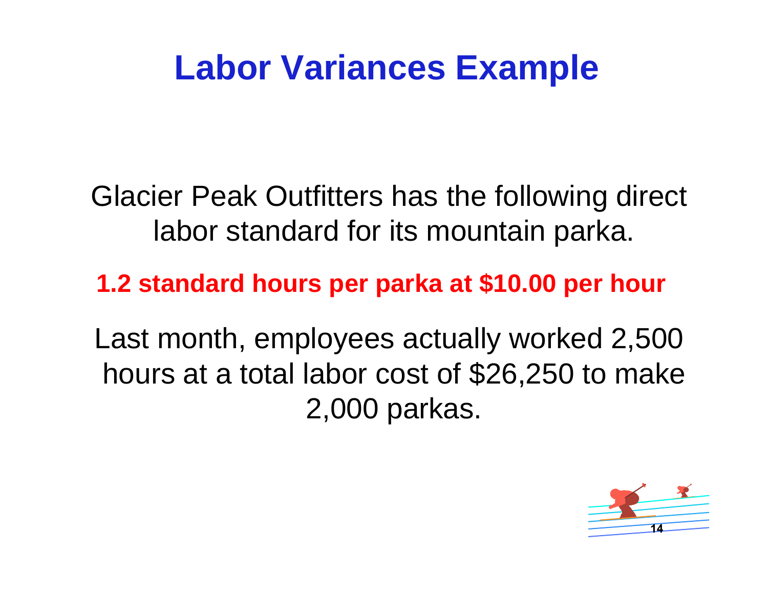# Labor Variances Example

Glacier Peak Outfitters has the following direct labor standard for its mountain parka.

**1.2 standard hours per parka at $10.00 per hour**

Last month, employees actually worked 2,500 hours at a total labor cost of $26,250 to make 2,000 parkas.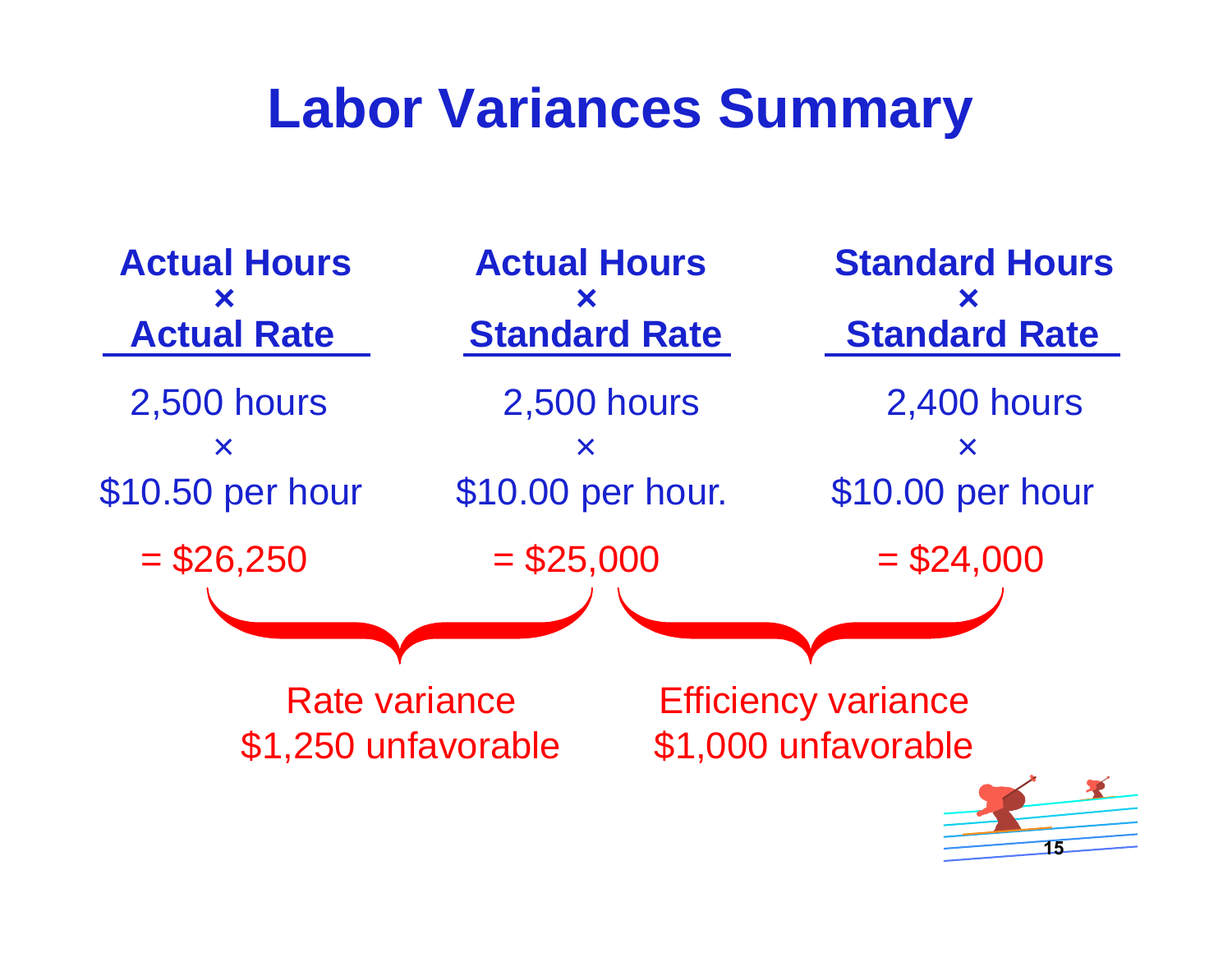# Labor Variances Summary

| Actual Hours × Actual Rate | Actual Hours × Standard Rate | Standard Hours × Standard Rate |
| --- | --- | --- |
| 2,500 hours × $10.50 per hour | 2,500 hours × $10.00 per hour. | 2,400 hours × $10.00 per hour |
| = $26,250 | = $25,000 | = $24,000 |

Rate variance
$1,250 unfavorable

Efficiency variance
$1,000 unfavorable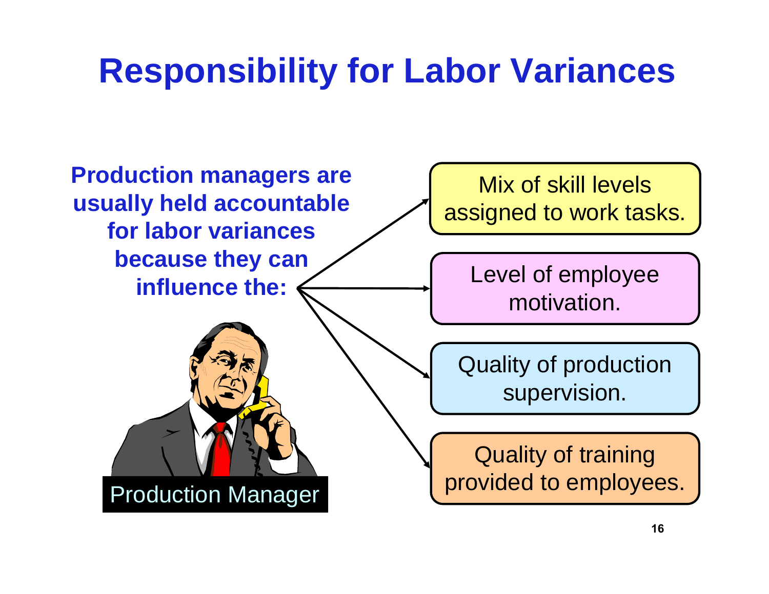# Responsibility for Labor Variances

**Production managers are usually held accountable for labor variances because they can influence the:**

- Mix of skill levels assigned to work tasks.
- Level of employee motivation.
- Quality of production supervision.
- Quality of training provided to employees.

Production Manager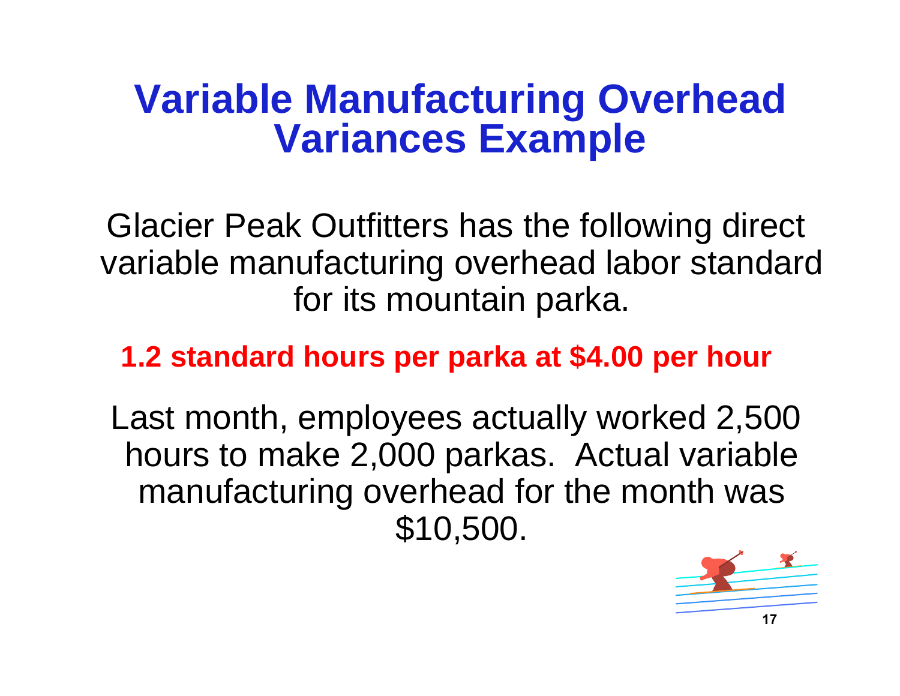# Variable Manufacturing Overhead Variances Example

Glacier Peak Outfitters has the following direct variable manufacturing overhead labor standard for its mountain parka.

**1.2 standard hours per parka at $4.00 per hour**

Last month, employees actually worked 2,500 hours to make 2,000 parkas. Actual variable manufacturing overhead for the month was $10,500.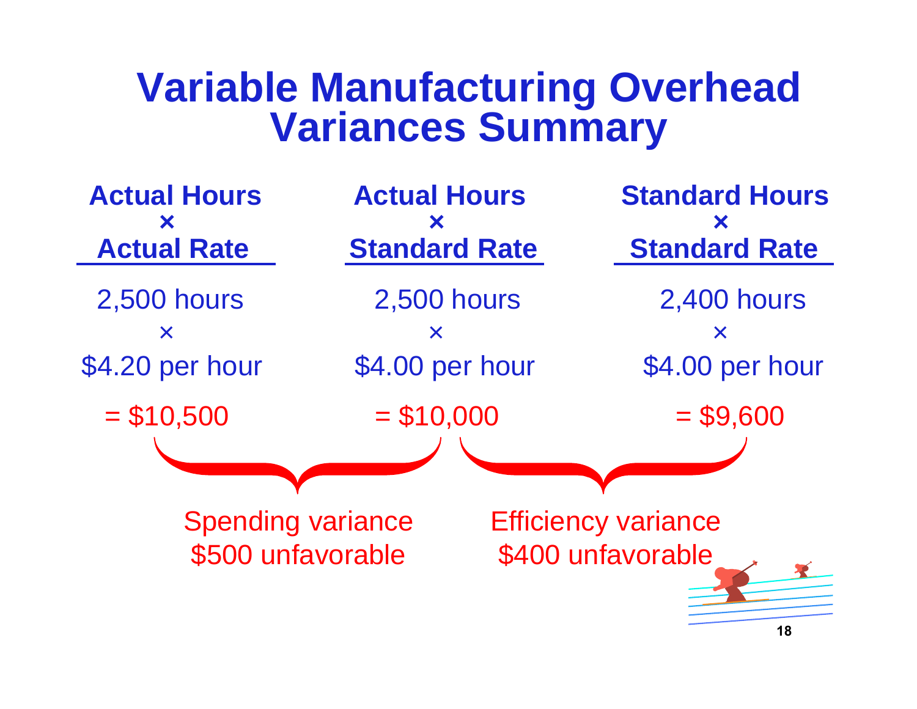# Variable Manufacturing Overhead Variances Summary

| Actual Hours × Actual Rate | Actual Hours × Standard Rate | Standard Hours × Standard Rate |
|---|---|---|
| 2,500 hours | 2,500 hours | 2,400 hours |
| × | × | × |
| $4.20 per hour | $4.00 per hour | $4.00 per hour |
| = $10,500 | = $10,000 | = $9,600 |

Spending variance
$500 unfavorable

Efficiency variance
$400 unfavorable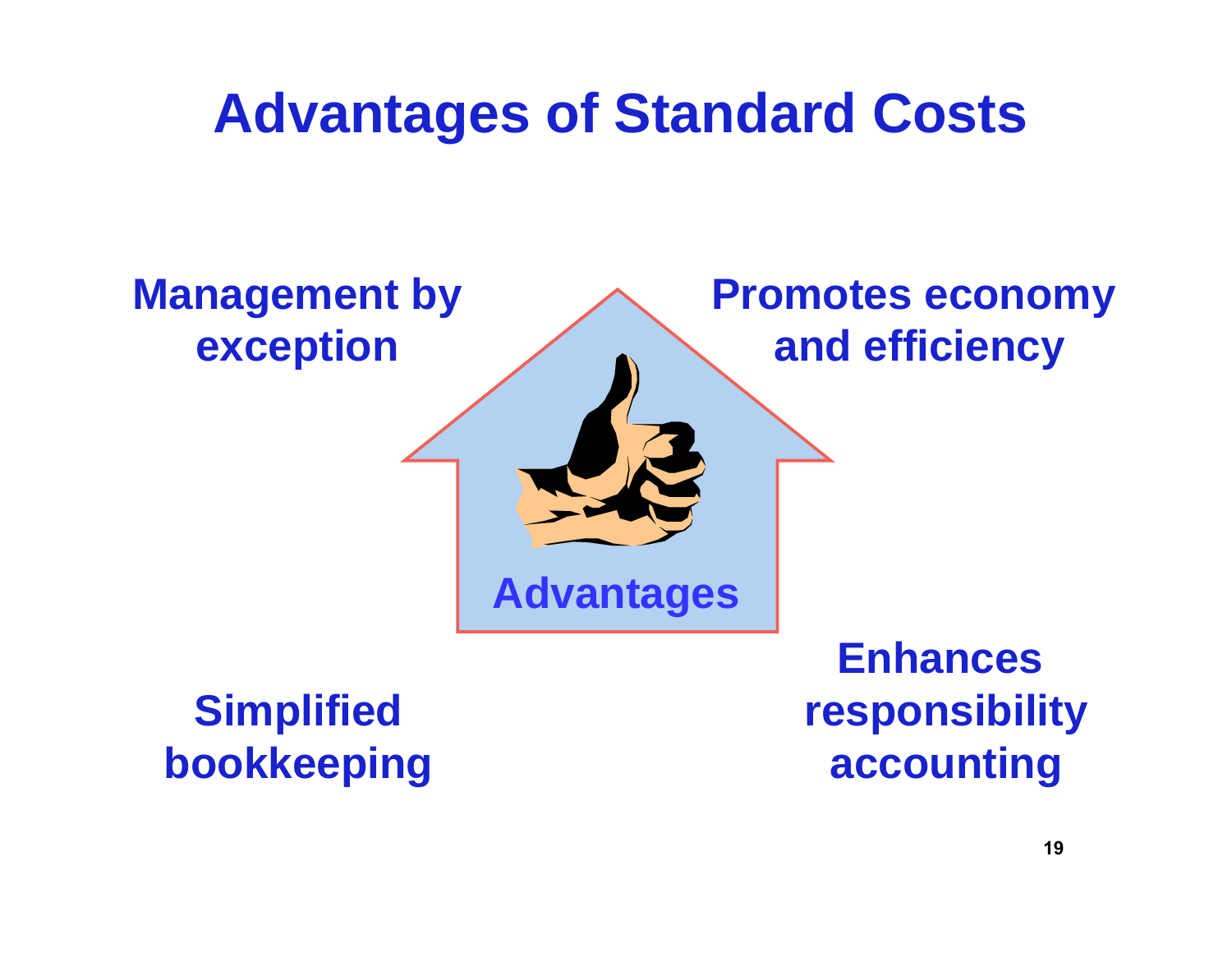# Advantages of Standard Costs

Advantages

- Management by exception
- Promotes economy and efficiency
- Simplified bookkeeping
- Enhances responsibility accounting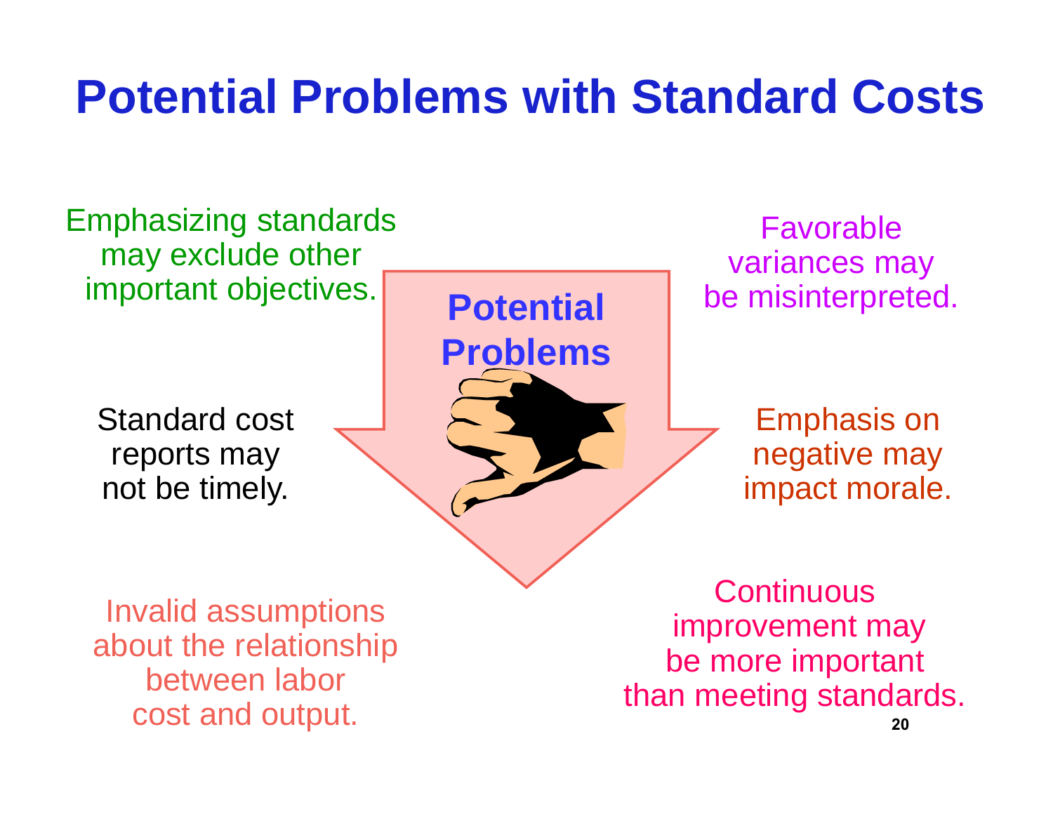# Potential Problems with Standard Costs

**Potential Problems**

- Emphasizing standards may exclude other important objectives.
- Favorable variances may be misinterpreted.
- Standard cost reports may not be timely.
- Emphasis on negative may impact morale.
- Invalid assumptions about the relationship between labor cost and output.
- Continuous improvement may be more important than meeting standards.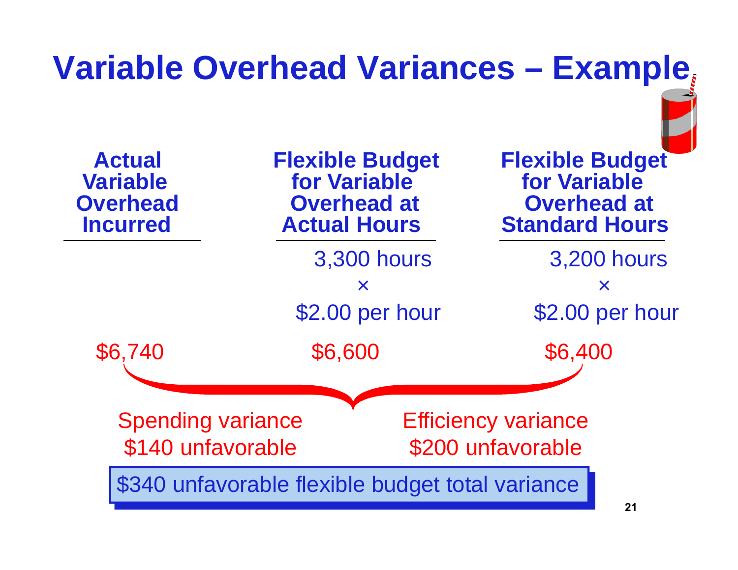# Variable Overhead Variances – Example

| Actual Variable Overhead Incurred | Flexible Budget for Variable Overhead at Actual Hours | Flexible Budget for Variable Overhead at Standard Hours |
|---|---|---|
| | 3,300 hours × $2.00 per hour | 3,200 hours × $2.00 per hour |
| $6,740 | $6,600 | $6,400 |

Spending variance
$140 unfavorable

Efficiency variance
$200 unfavorable

$340 unfavorable flexible budget total variance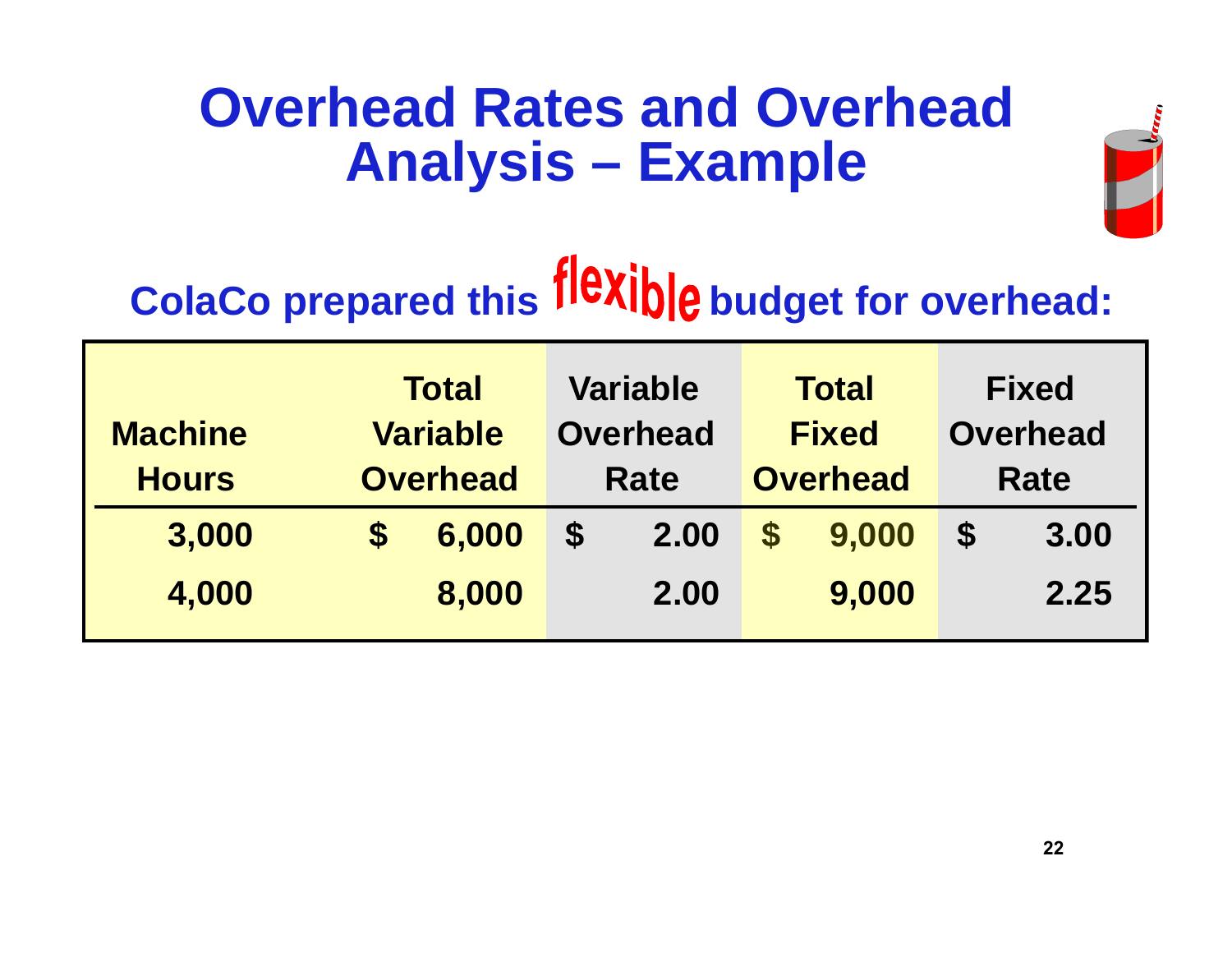# Overhead Rates and Overhead Analysis – Example

**ColaCo prepared this flexible budget for overhead:**

| Machine Hours | Total Variable Overhead | Variable Overhead Rate | Total Fixed Overhead | Fixed Overhead Rate |
|---|---|---|---|---|
| 3,000 | $ 6,000 | $ 2.00 | $ 9,000 | $ 3.00 |
| 4,000 | 8,000 | 2.00 | 9,000 | 2.25 |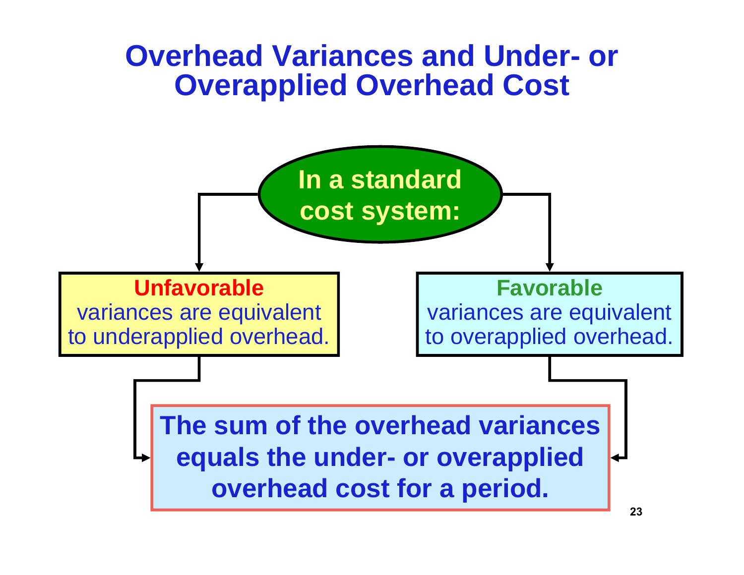# Overhead Variances and Under- or Overapplied Overhead Cost

**In a standard cost system:**

**Unfavorable** variances are equivalent to underapplied overhead.

**Favorable** variances are equivalent to overapplied overhead.

**The sum of the overhead variances equals the under- or overapplied overhead cost for a period.**